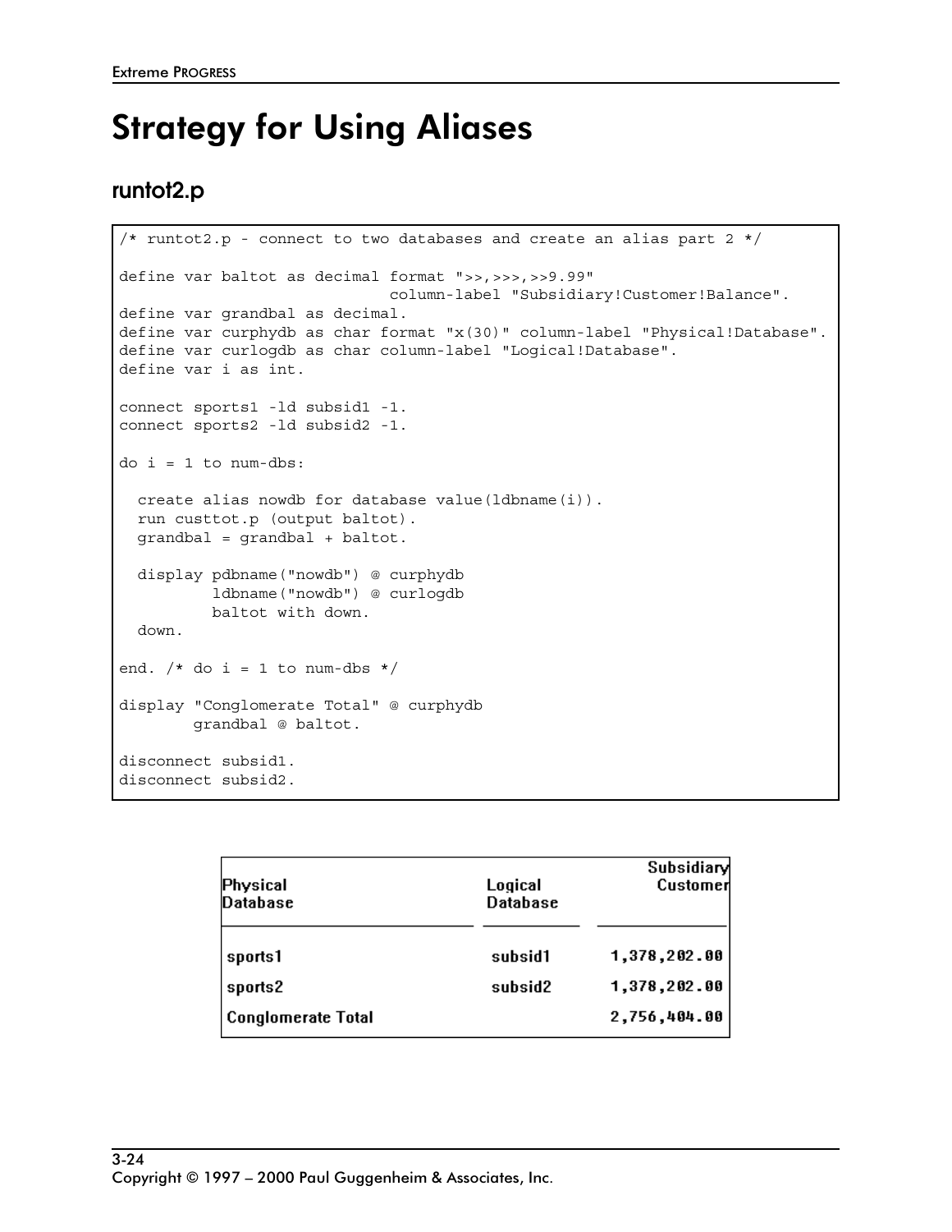# Strategy for Using Aliases

## runtot2.p

```
/* runtot2.p - connect to two databases and create an alias part 2 */

define var baltot as decimal format ">>,>>>,>>9.99"
                             column-label "Subsidiary!Customer!Balance".
define var grandbal as decimal.
define var curphydb as char format "x(30)" column-label "Physical!Database".
define var curlogdb as char column-label "Logical!Database".
define var i as int.

connect sports1 -ld subsid1 -1.
connect sports2 -ld subsid2 -1.

do i = 1 to num-dbs:

  create alias nowdb for database value(ldbname(i)).
  run custtot.p (output baltot).
  grandbal = grandbal + baltot.

  display pdbname("nowdb") @ curphydb
          ldbname("nowdb") @ curlogdb
          baltot with down.
  down.

end. /* do i = 1 to num-dbs */

display "Conglomerate Total" @ curphydb
        grandbal @ baltot.

disconnect subsid1.
disconnect subsid2.
```

| Physical Database | Logical Database | Subsidiary Customer |
|---|---|---|
| sports1 | subsid1 | 1,378,202.00 |
| sports2 | subsid2 | 1,378,202.00 |
| Conglomerate Total | | 2,756,404.00 |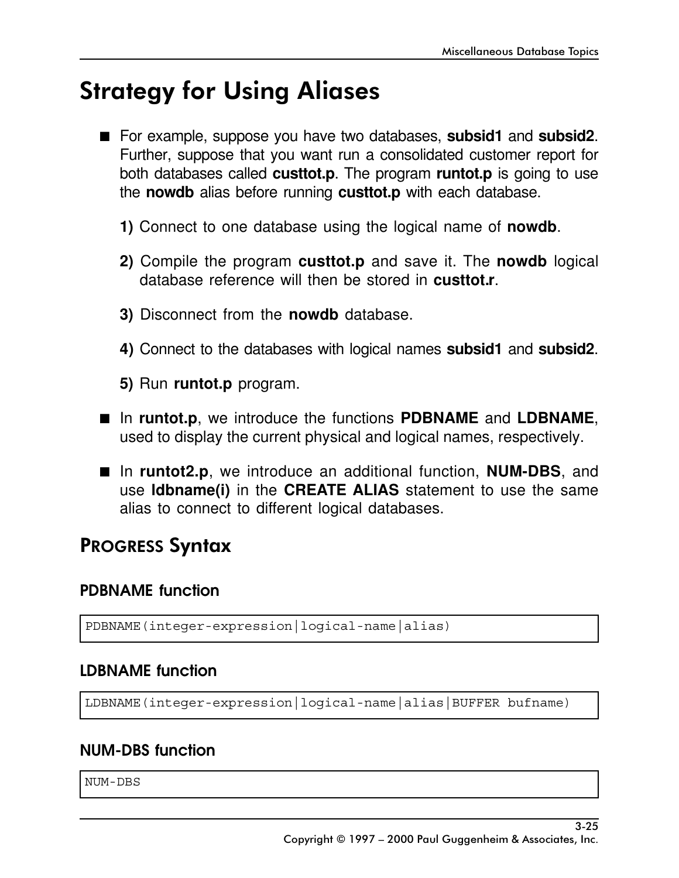# Strategy for Using Aliases

- For example, suppose you have two databases, **subsid1** and **subsid2**. Further, suppose that you want run a consolidated customer report for both databases called **custtot.p**. The program **runtot.p** is going to use the **nowdb** alias before running **custtot.p** with each database.

  **1)** Connect to one database using the logical name of **nowdb**.

  **2)** Compile the program **custtot.p** and save it. The **nowdb** logical database reference will then be stored in **custtot.r**.

  **3)** Disconnect from the **nowdb** database.

  **4)** Connect to the databases with logical names **subsid1** and **subsid2**.

  **5)** Run **runtot.p** program.

- In **runtot.p**, we introduce the functions **PDBNAME** and **LDBNAME**, used to display the current physical and logical names, respectively.

- In **runtot2.p**, we introduce an additional function, **NUM-DBS**, and use **ldbname(i)** in the **CREATE ALIAS** statement to use the same alias to connect to different logical databases.

## PROGRESS Syntax

### PDBNAME function

```
PDBNAME(integer-expression|logical-name|alias)
```

### LDBNAME function

```
LDBNAME(integer-expression|logical-name|alias|BUFFER bufname)
```

### NUM-DBS function

```
NUM-DBS
```